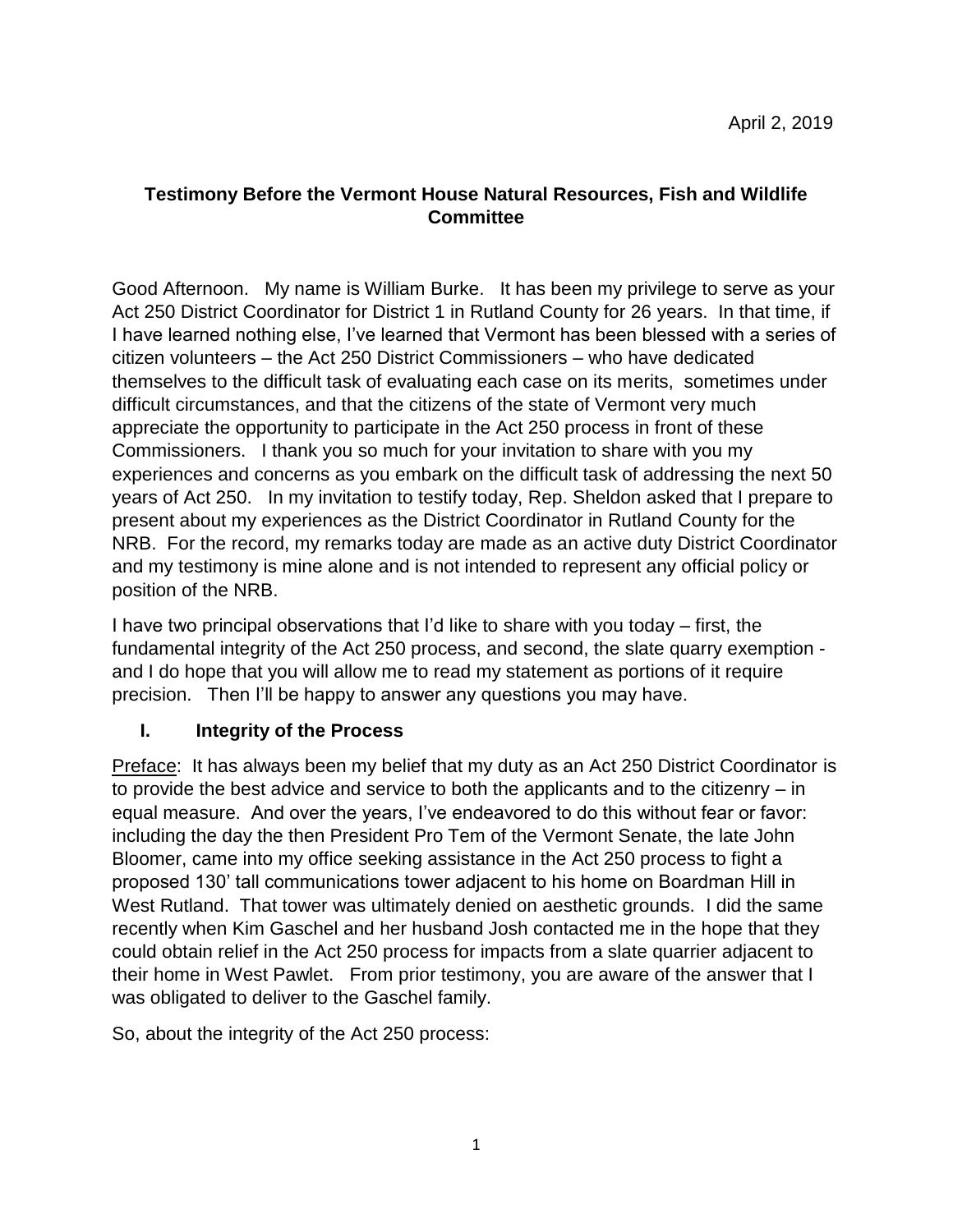April 2, 2019

## Testimony Before the Vermont House Natural Resources, Fish and Wildlife Committee

Good Afternoon. My name is William Burke. It has been my privilege to serve as your Act 250 District Coordinator for District 1 in Rutland County for 26 years. In that time, if I have learned nothing else, I've learned that Vermont has been blessed with a series of citizen volunteers – the Act 250 District Commissioners – who have dedicated themselves to the difficult task of evaluating each case on its merits, sometimes under difficult circumstances, and that the citizens of the state of Vermont very much appreciate the opportunity to participate in the Act 250 process in front of these Commissioners. I thank you so much for your invitation to share with you my experiences and concerns as you embark on the difficult task of addressing the next 50 years of Act 250. In my invitation to testify today, Rep. Sheldon asked that I prepare to present about my experiences as the District Coordinator in Rutland County for the NRB. For the record, my remarks today are made as an active duty District Coordinator and my testimony is mine alone and is not intended to represent any official policy or position of the NRB.

I have two principal observations that I'd like to share with you today – first, the fundamental integrity of the Act 250 process, and second, the slate quarry exemption - and I do hope that you will allow me to read my statement as portions of it require precision. Then I'll be happy to answer any questions you may have.

### I. Integrity of the Process

<u>Preface</u>: It has always been my belief that my duty as an Act 250 District Coordinator is to provide the best advice and service to both the applicants and to the citizenry – in equal measure. And over the years, I've endeavored to do this without fear or favor: including the day the then President Pro Tem of the Vermont Senate, the late John Bloomer, came into my office seeking assistance in the Act 250 process to fight a proposed 130' tall communications tower adjacent to his home on Boardman Hill in West Rutland. That tower was ultimately denied on aesthetic grounds. I did the same recently when Kim Gaschel and her husband Josh contacted me in the hope that they could obtain relief in the Act 250 process for impacts from a slate quarrier adjacent to their home in West Pawlet. From prior testimony, you are aware of the answer that I was obligated to deliver to the Gaschel family.

So, about the integrity of the Act 250 process: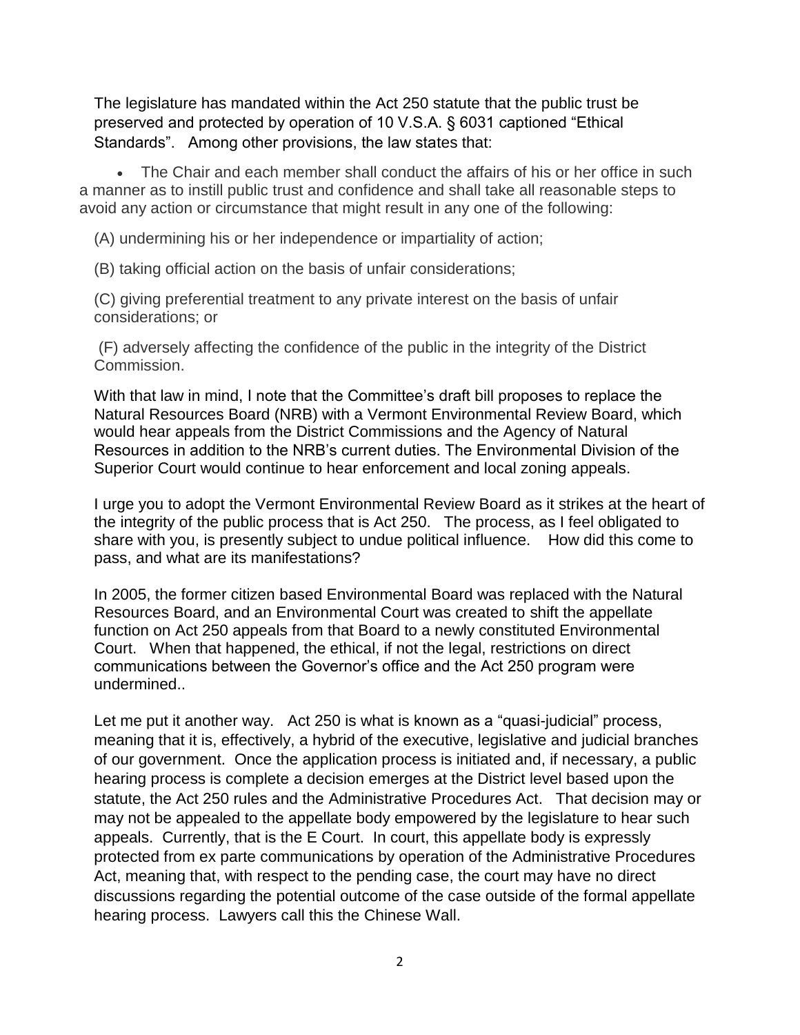The legislature has mandated within the Act 250 statute that the public trust be preserved and protected by operation of 10 V.S.A. § 6031 captioned "Ethical Standards". Among other provisions, the law states that:

- The Chair and each member shall conduct the affairs of his or her office in such a manner as to instill public trust and confidence and shall take all reasonable steps to avoid any action or circumstance that might result in any one of the following:

(A) undermining his or her independence or impartiality of action;

(B) taking official action on the basis of unfair considerations;

(C) giving preferential treatment to any private interest on the basis of unfair considerations; or

(F) adversely affecting the confidence of the public in the integrity of the District Commission.

With that law in mind, I note that the Committee's draft bill proposes to replace the Natural Resources Board (NRB) with a Vermont Environmental Review Board, which would hear appeals from the District Commissions and the Agency of Natural Resources in addition to the NRB's current duties. The Environmental Division of the Superior Court would continue to hear enforcement and local zoning appeals.

I urge you to adopt the Vermont Environmental Review Board as it strikes at the heart of the integrity of the public process that is Act 250. The process, as I feel obligated to share with you, is presently subject to undue political influence. How did this come to pass, and what are its manifestations?

In 2005, the former citizen based Environmental Board was replaced with the Natural Resources Board, and an Environmental Court was created to shift the appellate function on Act 250 appeals from that Board to a newly constituted Environmental Court. When that happened, the ethical, if not the legal, restrictions on direct communications between the Governor's office and the Act 250 program were undermined..

Let me put it another way. Act 250 is what is known as a "quasi-judicial" process, meaning that it is, effectively, a hybrid of the executive, legislative and judicial branches of our government. Once the application process is initiated and, if necessary, a public hearing process is complete a decision emerges at the District level based upon the statute, the Act 250 rules and the Administrative Procedures Act. That decision may or may not be appealed to the appellate body empowered by the legislature to hear such appeals. Currently, that is the E Court. In court, this appellate body is expressly protected from ex parte communications by operation of the Administrative Procedures Act, meaning that, with respect to the pending case, the court may have no direct discussions regarding the potential outcome of the case outside of the formal appellate hearing process. Lawyers call this the Chinese Wall.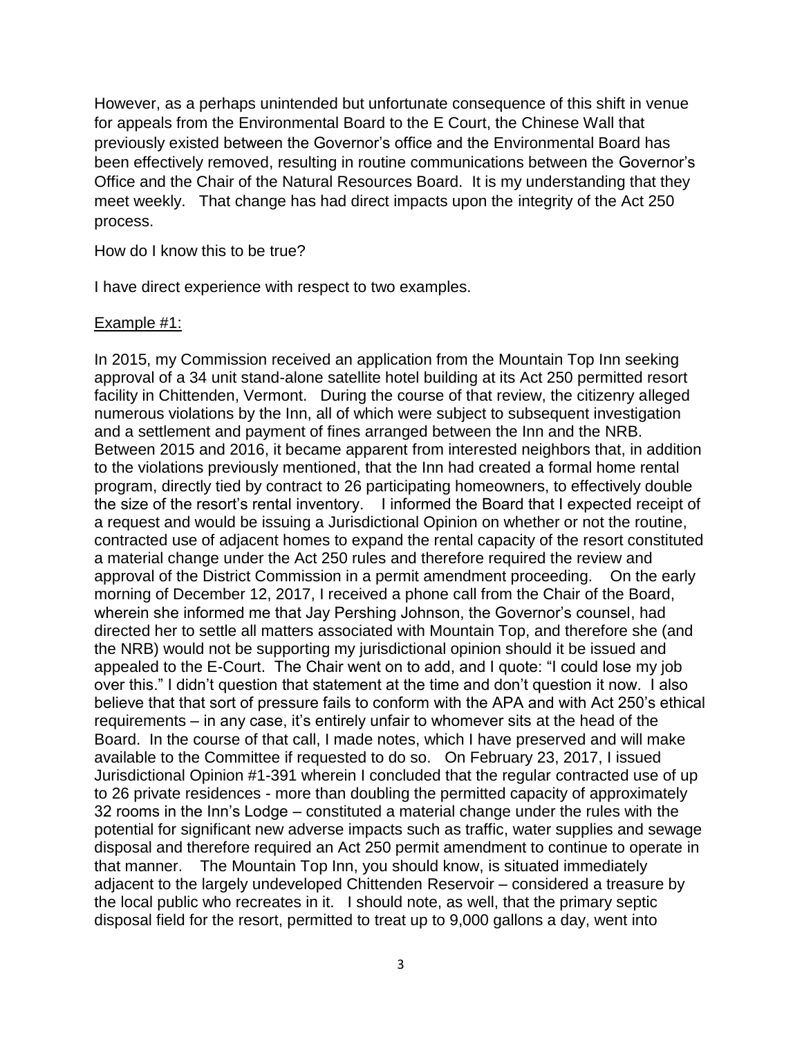However, as a perhaps unintended but unfortunate consequence of this shift in venue for appeals from the Environmental Board to the E Court, the Chinese Wall that previously existed between the Governor's office and the Environmental Board has been effectively removed, resulting in routine communications between the Governor's Office and the Chair of the Natural Resources Board. It is my understanding that they meet weekly. That change has had direct impacts upon the integrity of the Act 250 process.

How do I know this to be true?

I have direct experience with respect to two examples.

Example #1:

In 2015, my Commission received an application from the Mountain Top Inn seeking approval of a 34 unit stand-alone satellite hotel building at its Act 250 permitted resort facility in Chittenden, Vermont. During the course of that review, the citizenry alleged numerous violations by the Inn, all of which were subject to subsequent investigation and a settlement and payment of fines arranged between the Inn and the NRB. Between 2015 and 2016, it became apparent from interested neighbors that, in addition to the violations previously mentioned, that the Inn had created a formal home rental program, directly tied by contract to 26 participating homeowners, to effectively double the size of the resort's rental inventory. I informed the Board that I expected receipt of a request and would be issuing a Jurisdictional Opinion on whether or not the routine, contracted use of adjacent homes to expand the rental capacity of the resort constituted a material change under the Act 250 rules and therefore required the review and approval of the District Commission in a permit amendment proceeding. On the early morning of December 12, 2017, I received a phone call from the Chair of the Board, wherein she informed me that Jay Pershing Johnson, the Governor's counsel, had directed her to settle all matters associated with Mountain Top, and therefore she (and the NRB) would not be supporting my jurisdictional opinion should it be issued and appealed to the E-Court. The Chair went on to add, and I quote: "I could lose my job over this." I didn't question that statement at the time and don't question it now. I also believe that that sort of pressure fails to conform with the APA and with Act 250's ethical requirements – in any case, it's entirely unfair to whomever sits at the head of the Board. In the course of that call, I made notes, which I have preserved and will make available to the Committee if requested to do so. On February 23, 2017, I issued Jurisdictional Opinion #1-391 wherein I concluded that the regular contracted use of up to 26 private residences - more than doubling the permitted capacity of approximately 32 rooms in the Inn's Lodge – constituted a material change under the rules with the potential for significant new adverse impacts such as traffic, water supplies and sewage disposal and therefore required an Act 250 permit amendment to continue to operate in that manner. The Mountain Top Inn, you should know, is situated immediately adjacent to the largely undeveloped Chittenden Reservoir – considered a treasure by the local public who recreates in it. I should note, as well, that the primary septic disposal field for the resort, permitted to treat up to 9,000 gallons a day, went into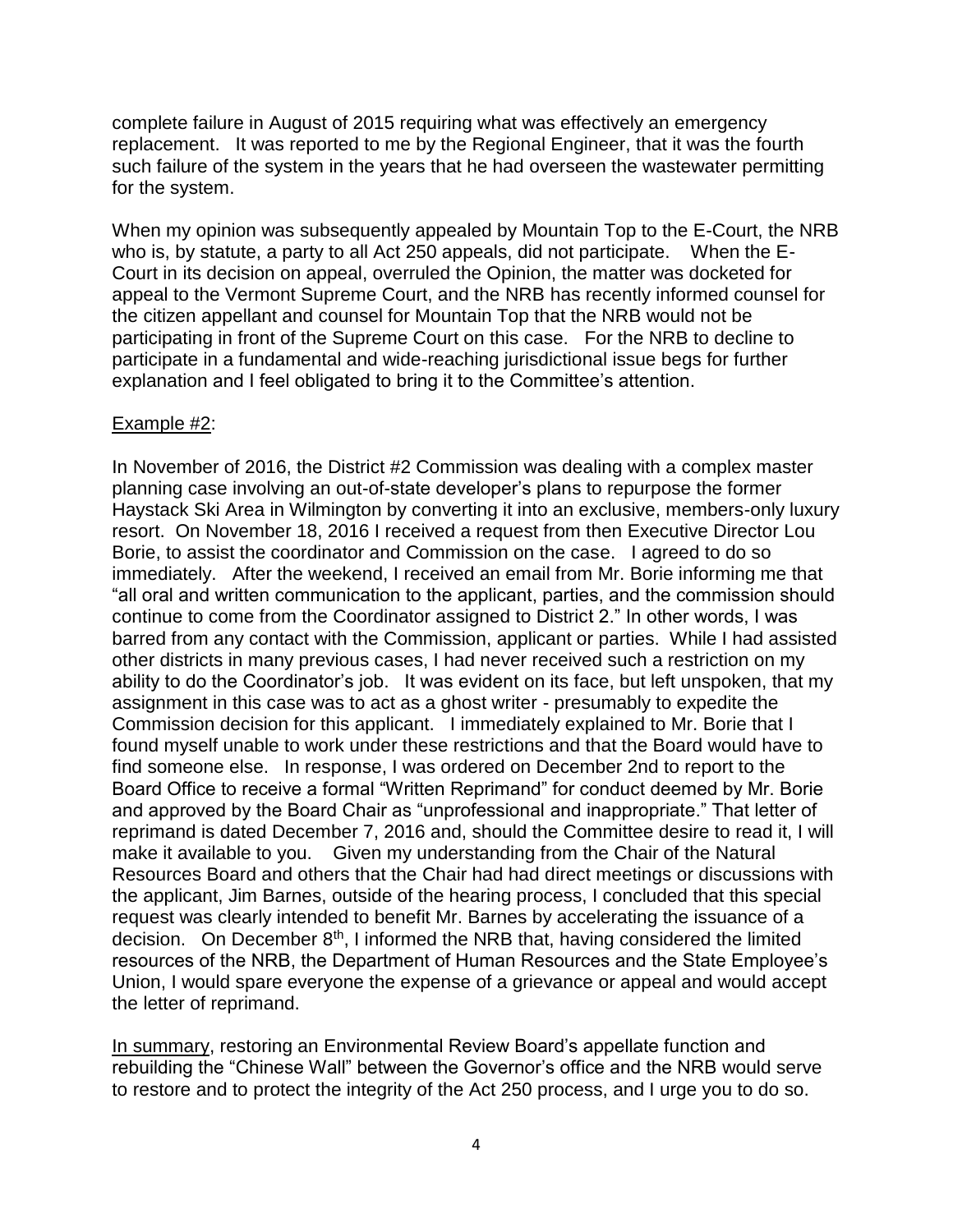complete failure in August of 2015 requiring what was effectively an emergency replacement. It was reported to me by the Regional Engineer, that it was the fourth such failure of the system in the years that he had overseen the wastewater permitting for the system.

When my opinion was subsequently appealed by Mountain Top to the E-Court, the NRB who is, by statute, a party to all Act 250 appeals, did not participate. When the E-Court in its decision on appeal, overruled the Opinion, the matter was docketed for appeal to the Vermont Supreme Court, and the NRB has recently informed counsel for the citizen appellant and counsel for Mountain Top that the NRB would not be participating in front of the Supreme Court on this case. For the NRB to decline to participate in a fundamental and wide-reaching jurisdictional issue begs for further explanation and I feel obligated to bring it to the Committee's attention.

<u>Example #2</u>:

In November of 2016, the District #2 Commission was dealing with a complex master planning case involving an out-of-state developer's plans to repurpose the former Haystack Ski Area in Wilmington by converting it into an exclusive, members-only luxury resort. On November 18, 2016 I received a request from then Executive Director Lou Borie, to assist the coordinator and Commission on the case. I agreed to do so immediately. After the weekend, I received an email from Mr. Borie informing me that "all oral and written communication to the applicant, parties, and the commission should continue to come from the Coordinator assigned to District 2." In other words, I was barred from any contact with the Commission, applicant or parties. While I had assisted other districts in many previous cases, I had never received such a restriction on my ability to do the Coordinator's job. It was evident on its face, but left unspoken, that my assignment in this case was to act as a ghost writer - presumably to expedite the Commission decision for this applicant. I immediately explained to Mr. Borie that I found myself unable to work under these restrictions and that the Board would have to find someone else. In response, I was ordered on December 2nd to report to the Board Office to receive a formal "Written Reprimand" for conduct deemed by Mr. Borie and approved by the Board Chair as "unprofessional and inappropriate." That letter of reprimand is dated December 7, 2016 and, should the Committee desire to read it, I will make it available to you. Given my understanding from the Chair of the Natural Resources Board and others that the Chair had had direct meetings or discussions with the applicant, Jim Barnes, outside of the hearing process, I concluded that this special request was clearly intended to benefit Mr. Barnes by accelerating the issuance of a decision. On December 8th, I informed the NRB that, having considered the limited resources of the NRB, the Department of Human Resources and the State Employee's Union, I would spare everyone the expense of a grievance or appeal and would accept the letter of reprimand.

<u>In summary</u>, restoring an Environmental Review Board's appellate function and rebuilding the "Chinese Wall" between the Governor's office and the NRB would serve to restore and to protect the integrity of the Act 250 process, and I urge you to do so.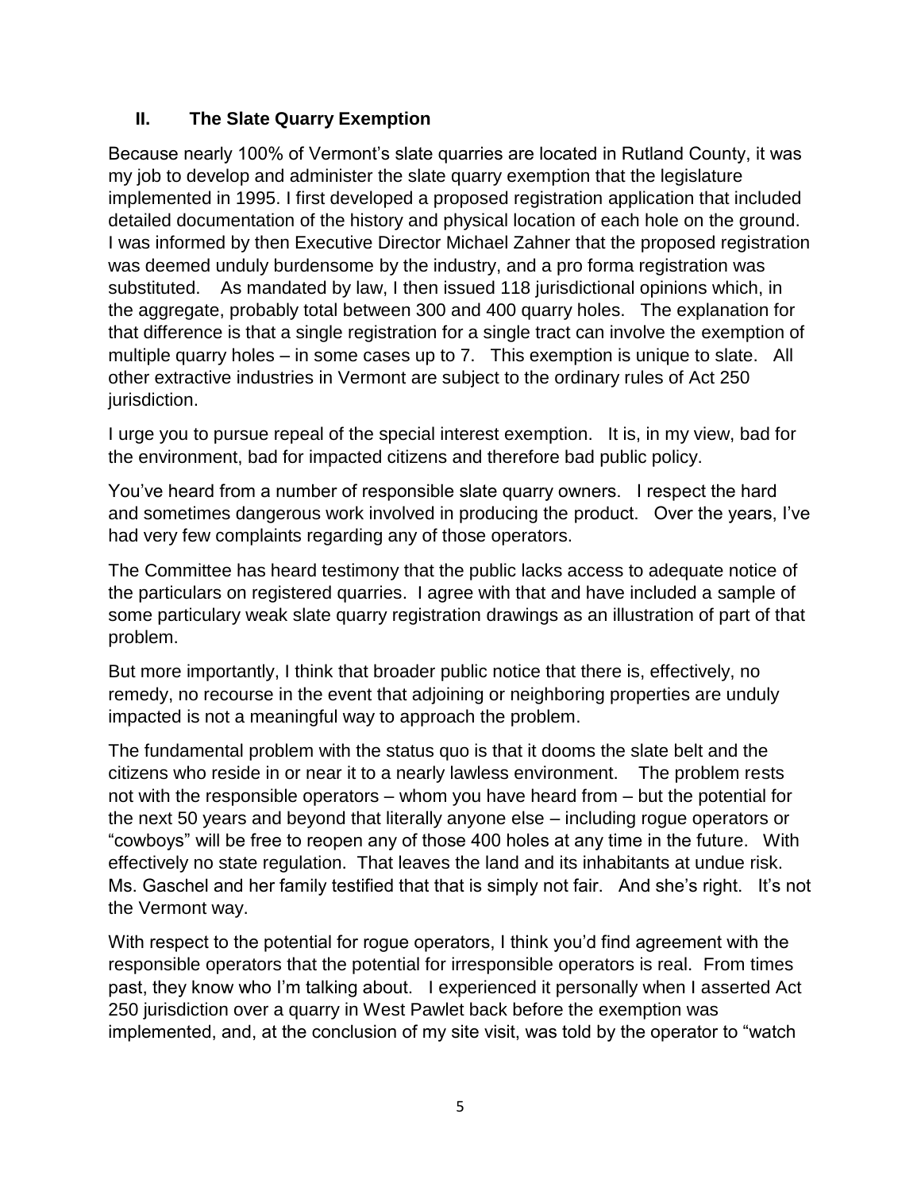## II. The Slate Quarry Exemption

Because nearly 100% of Vermont's slate quarries are located in Rutland County, it was my job to develop and administer the slate quarry exemption that the legislature implemented in 1995. I first developed a proposed registration application that included detailed documentation of the history and physical location of each hole on the ground. I was informed by then Executive Director Michael Zahner that the proposed registration was deemed unduly burdensome by the industry, and a pro forma registration was substituted. As mandated by law, I then issued 118 jurisdictional opinions which, in the aggregate, probably total between 300 and 400 quarry holes. The explanation for that difference is that a single registration for a single tract can involve the exemption of multiple quarry holes – in some cases up to 7. This exemption is unique to slate. All other extractive industries in Vermont are subject to the ordinary rules of Act 250 jurisdiction.

I urge you to pursue repeal of the special interest exemption. It is, in my view, bad for the environment, bad for impacted citizens and therefore bad public policy.

You've heard from a number of responsible slate quarry owners. I respect the hard and sometimes dangerous work involved in producing the product. Over the years, I've had very few complaints regarding any of those operators.

The Committee has heard testimony that the public lacks access to adequate notice of the particulars on registered quarries. I agree with that and have included a sample of some particulary weak slate quarry registration drawings as an illustration of part of that problem.

But more importantly, I think that broader public notice that there is, effectively, no remedy, no recourse in the event that adjoining or neighboring properties are unduly impacted is not a meaningful way to approach the problem.

The fundamental problem with the status quo is that it dooms the slate belt and the citizens who reside in or near it to a nearly lawless environment. The problem rests not with the responsible operators – whom you have heard from – but the potential for the next 50 years and beyond that literally anyone else – including rogue operators or "cowboys" will be free to reopen any of those 400 holes at any time in the future. With effectively no state regulation. That leaves the land and its inhabitants at undue risk. Ms. Gaschel and her family testified that that is simply not fair. And she's right. It's not the Vermont way.

With respect to the potential for rogue operators, I think you'd find agreement with the responsible operators that the potential for irresponsible operators is real. From times past, they know who I'm talking about. I experienced it personally when I asserted Act 250 jurisdiction over a quarry in West Pawlet back before the exemption was implemented, and, at the conclusion of my site visit, was told by the operator to "watch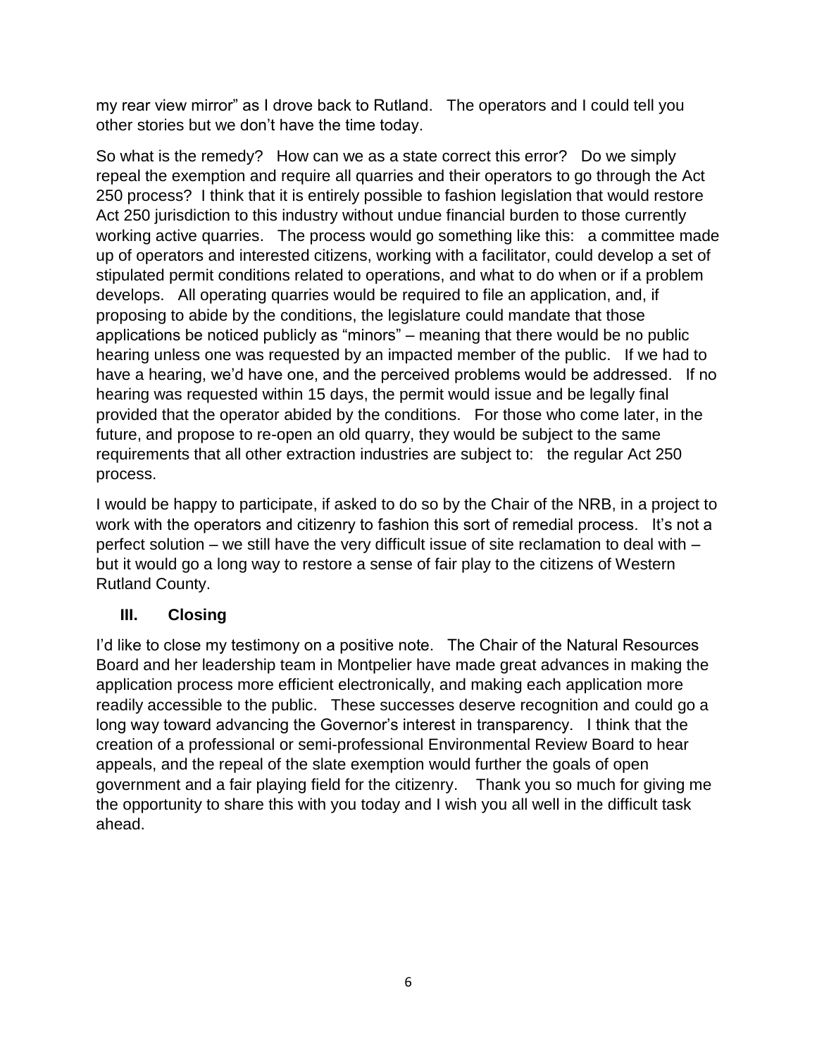my rear view mirror" as I drove back to Rutland. The operators and I could tell you other stories but we don't have the time today.

So what is the remedy? How can we as a state correct this error? Do we simply repeal the exemption and require all quarries and their operators to go through the Act 250 process? I think that it is entirely possible to fashion legislation that would restore Act 250 jurisdiction to this industry without undue financial burden to those currently working active quarries. The process would go something like this: a committee made up of operators and interested citizens, working with a facilitator, could develop a set of stipulated permit conditions related to operations, and what to do when or if a problem develops. All operating quarries would be required to file an application, and, if proposing to abide by the conditions, the legislature could mandate that those applications be noticed publicly as "minors" – meaning that there would be no public hearing unless one was requested by an impacted member of the public. If we had to have a hearing, we'd have one, and the perceived problems would be addressed. If no hearing was requested within 15 days, the permit would issue and be legally final provided that the operator abided by the conditions. For those who come later, in the future, and propose to re-open an old quarry, they would be subject to the same requirements that all other extraction industries are subject to: the regular Act 250 process.

I would be happy to participate, if asked to do so by the Chair of the NRB, in a project to work with the operators and citizenry to fashion this sort of remedial process. It's not a perfect solution – we still have the very difficult issue of site reclamation to deal with – but it would go a long way to restore a sense of fair play to the citizens of Western Rutland County.

## III. Closing

I'd like to close my testimony on a positive note. The Chair of the Natural Resources Board and her leadership team in Montpelier have made great advances in making the application process more efficient electronically, and making each application more readily accessible to the public. These successes deserve recognition and could go a long way toward advancing the Governor's interest in transparency. I think that the creation of a professional or semi-professional Environmental Review Board to hear appeals, and the repeal of the slate exemption would further the goals of open government and a fair playing field for the citizenry. Thank you so much for giving me the opportunity to share this with you today and I wish you all well in the difficult task ahead.